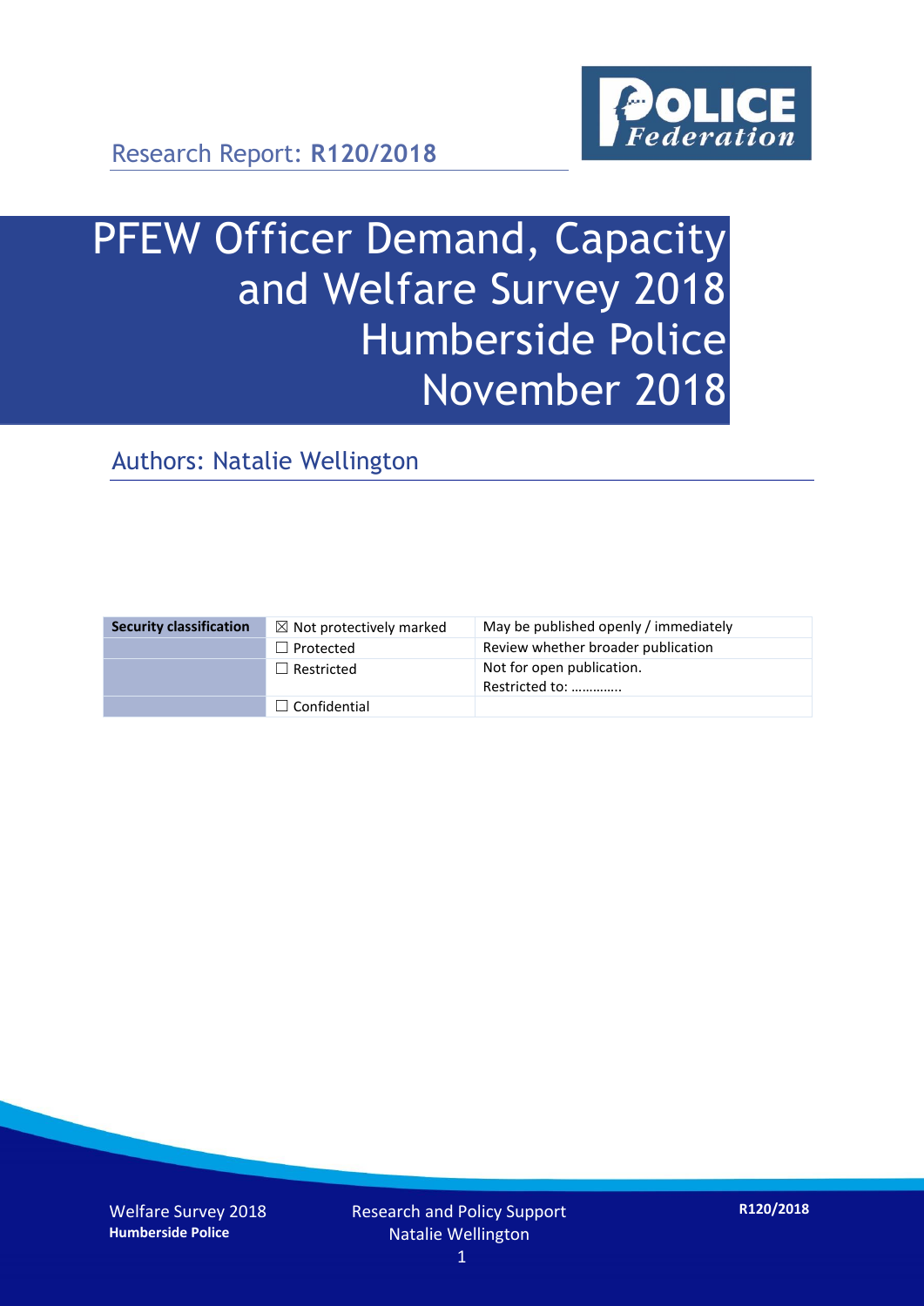Research Report: **R120/2018**

# PFEW Officer Demand, Capacity and Welfare Survey 2018 Humberside Police November 2018

## Authors: Natalie Wellington

| Security classification | ☒ Not protectively marked | May be published openly / immediately |
|---|---|---|
| | ☐ Protected | Review whether broader publication |
| | ☐ Restricted | Not for open publication. Restricted to: ………….. |
| | ☐ Confidential | |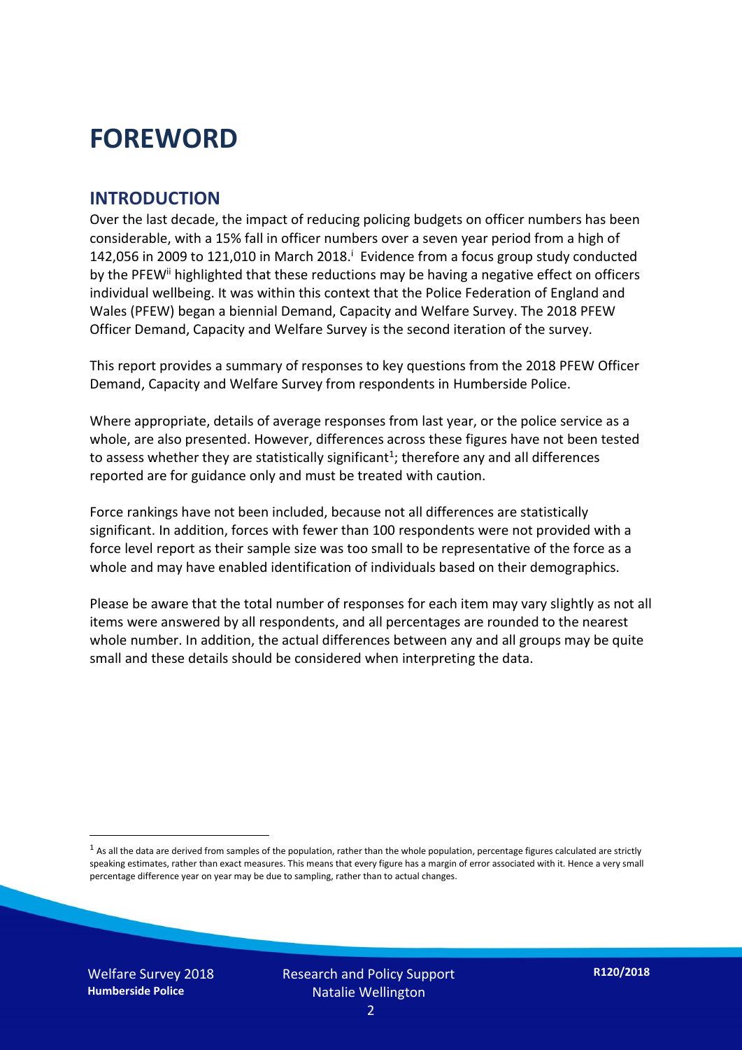# FOREWORD

## INTRODUCTION

Over the last decade, the impact of reducing policing budgets on officer numbers has been considerable, with a 15% fall in officer numbers over a seven year period from a high of 142,056 in 2009 to 121,010 in March 2018.[i] Evidence from a focus group study conducted by the PFEW[ii] highlighted that these reductions may be having a negative effect on officers individual wellbeing. It was within this context that the Police Federation of England and Wales (PFEW) began a biennial Demand, Capacity and Welfare Survey. The 2018 PFEW Officer Demand, Capacity and Welfare Survey is the second iteration of the survey.

This report provides a summary of responses to key questions from the 2018 PFEW Officer Demand, Capacity and Welfare Survey from respondents in Humberside Police.

Where appropriate, details of average responses from last year, or the police service as a whole, are also presented. However, differences across these figures have not been tested to assess whether they are statistically significant[1]; therefore any and all differences reported are for guidance only and must be treated with caution.

Force rankings have not been included, because not all differences are statistically significant. In addition, forces with fewer than 100 respondents were not provided with a force level report as their sample size was too small to be representative of the force as a whole and may have enabled identification of individuals based on their demographics.

Please be aware that the total number of responses for each item may vary slightly as not all items were answered by all respondents, and all percentages are rounded to the nearest whole number. In addition, the actual differences between any and all groups may be quite small and these details should be considered when interpreting the data.

[1] As all the data are derived from samples of the population, rather than the whole population, percentage figures calculated are strictly speaking estimates, rather than exact measures. This means that every figure has a margin of error associated with it. Hence a very small percentage difference year on year may be due to sampling, rather than to actual changes.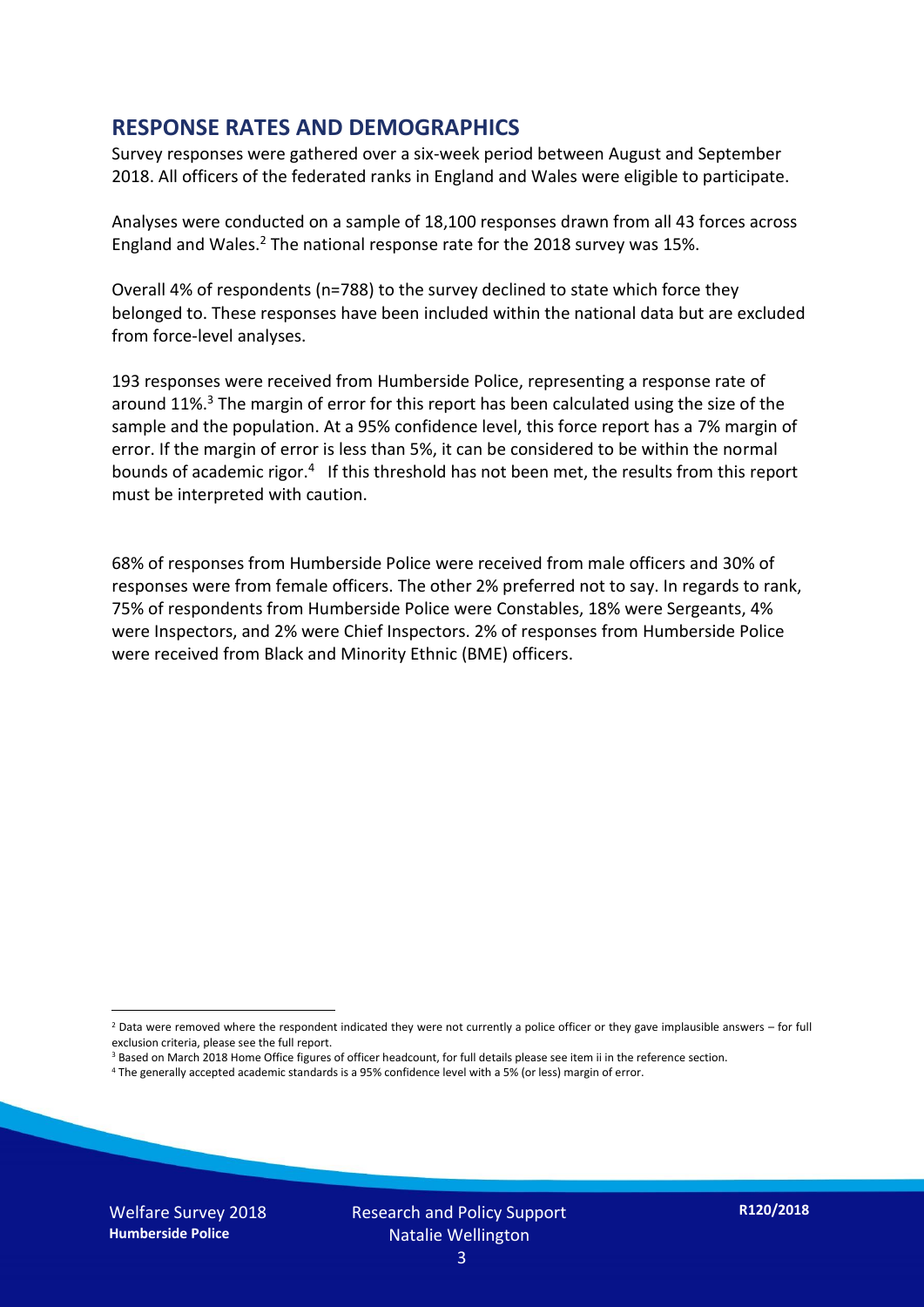## RESPONSE RATES AND DEMOGRAPHICS

Survey responses were gathered over a six-week period between August and September 2018. All officers of the federated ranks in England and Wales were eligible to participate.

Analyses were conducted on a sample of 18,100 responses drawn from all 43 forces across England and Wales.[2] The national response rate for the 2018 survey was 15%.

Overall 4% of respondents (n=788) to the survey declined to state which force they belonged to. These responses have been included within the national data but are excluded from force-level analyses.

193 responses were received from Humberside Police, representing a response rate of around 11%.[3] The margin of error for this report has been calculated using the size of the sample and the population. At a 95% confidence level, this force report has a 7% margin of error. If the margin of error is less than 5%, it can be considered to be within the normal bounds of academic rigor.[4] If this threshold has not been met, the results from this report must be interpreted with caution.

68% of responses from Humberside Police were received from male officers and 30% of responses were from female officers. The other 2% preferred not to say. In regards to rank, 75% of respondents from Humberside Police were Constables, 18% were Sergeants, 4% were Inspectors, and 2% were Chief Inspectors. 2% of responses from Humberside Police were received from Black and Minority Ethnic (BME) officers.

[2] Data were removed where the respondent indicated they were not currently a police officer or they gave implausible answers – for full exclusion criteria, please see the full report.

[3] Based on March 2018 Home Office figures of officer headcount, for full details please see item ii in the reference section.

[4] The generally accepted academic standards is a 95% confidence level with a 5% (or less) margin of error.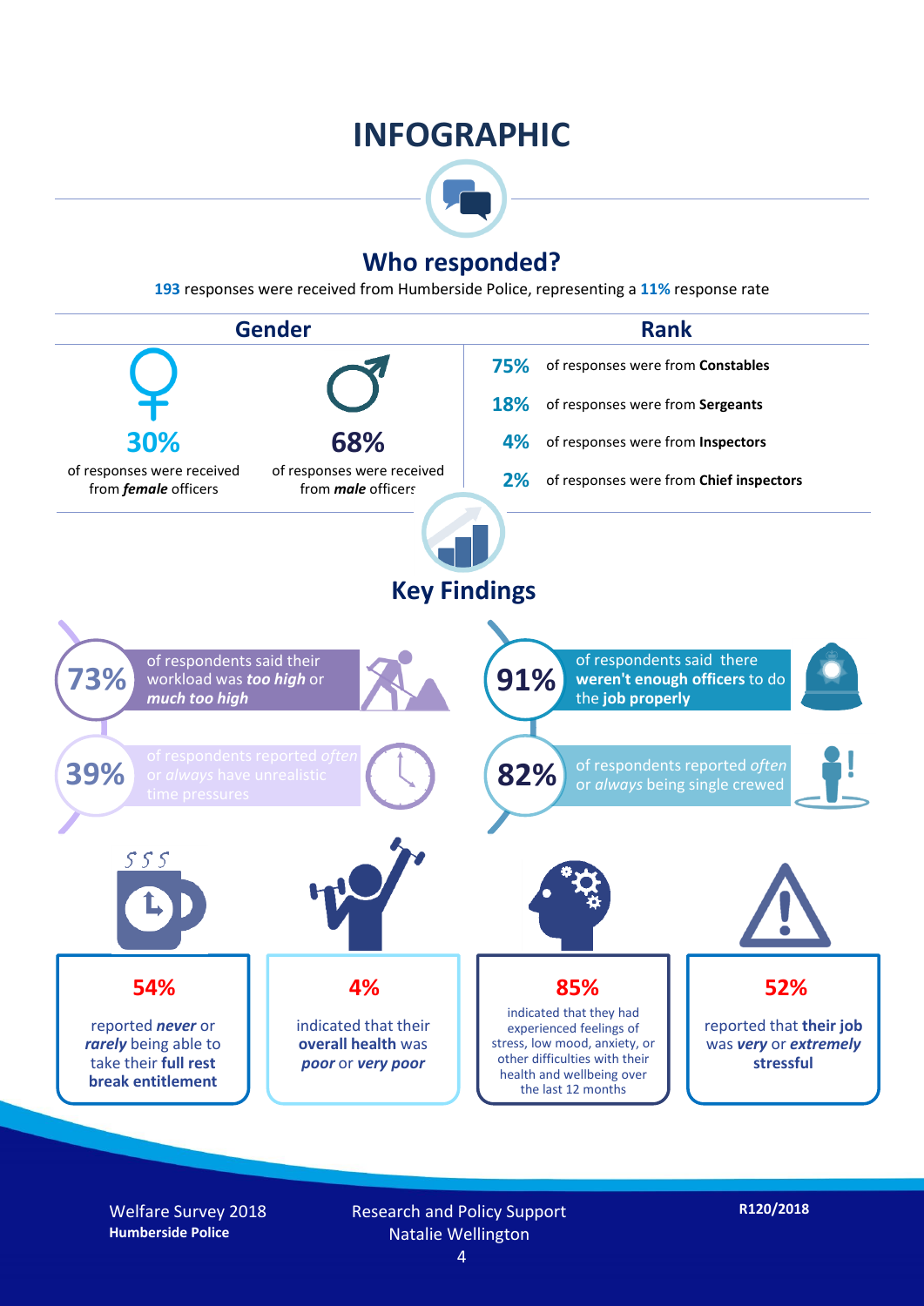# INFOGRAPHIC

## Who responded?

**193** responses were received from Humberside Police, representing a **11%** response rate

### Gender

**30%** of responses were received from ***female*** officers

**68%** of responses were received from ***male*** officers

### Rank

- **75%** of responses were from **Constables**
- **18%** of responses were from **Sergeants**
- **4%** of responses were from **Inspectors**
- **2%** of responses were from **Chief inspectors**

## Key Findings

**73%** of respondents said their workload was ***too high*** or ***much too high***

**91%** of respondents said there **weren't enough officers** to do the **job properly**

**39%** of respondents reported *often* or *always* have unrealistic time pressures

**82%** of respondents reported *often* or *always* being single crewed

**54%** reported ***never*** or ***rarely*** being able to take their **full rest break entitlement**

**4%** indicated that their **overall health** was ***poor*** or ***very poor***

**85%** indicated that they had experienced feelings of stress, low mood, anxiety, or other difficulties with their health and wellbeing over the last 12 months

**52%** reported that **their job** was ***very*** or ***extremely*** **stressful**

Welfare Survey 2018
**Humberside Police**

Research and Policy Support
Natalie Wellington

**R120/2018**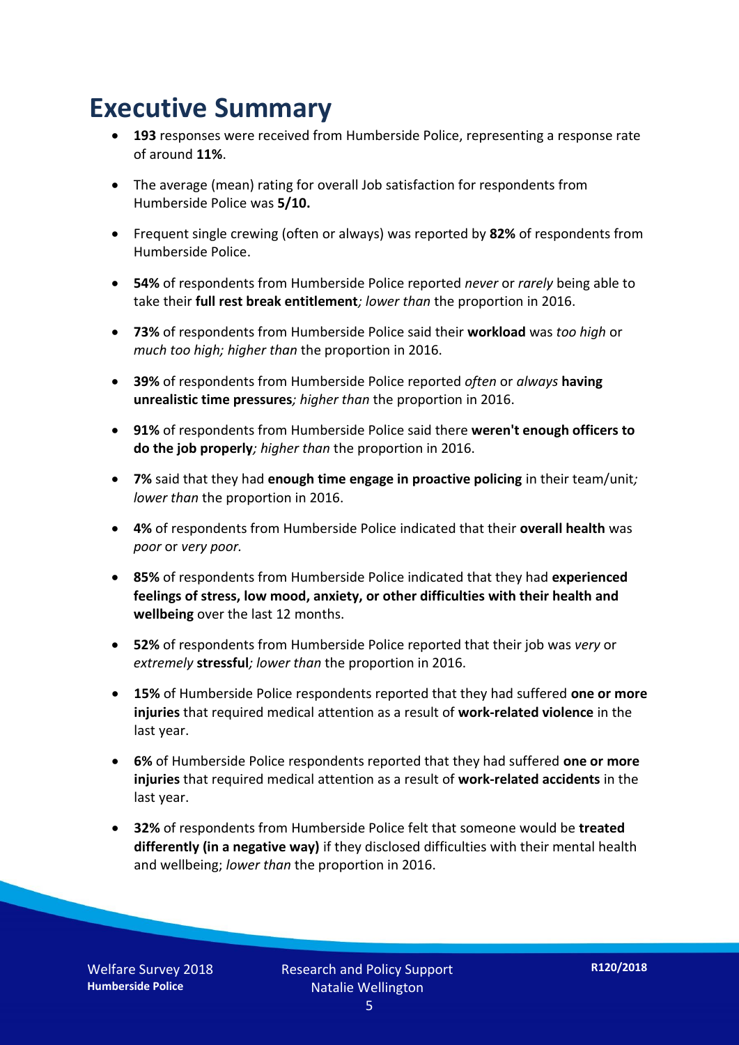# Executive Summary

- **193** responses were received from Humberside Police, representing a response rate of around **11%**.
- The average (mean) rating for overall Job satisfaction for respondents from Humberside Police was **5/10.**
- Frequent single crewing (often or always) was reported by **82%** of respondents from Humberside Police.
- **54%** of respondents from Humberside Police reported *never* or *rarely* being able to take their **full rest break entitlement***; lower than* the proportion in 2016.
- **73%** of respondents from Humberside Police said their **workload** was *too high* or *much too high; higher than* the proportion in 2016.
- **39%** of respondents from Humberside Police reported *often* or *always* **having unrealistic time pressures***; higher than* the proportion in 2016.
- **91%** of respondents from Humberside Police said there **weren't enough officers to do the job properly***; higher than* the proportion in 2016.
- **7%** said that they had **enough time engage in proactive policing** in their team/unit*; lower than* the proportion in 2016.
- **4%** of respondents from Humberside Police indicated that their **overall health** was *poor* or *very poor.*
- **85%** of respondents from Humberside Police indicated that they had **experienced feelings of stress, low mood, anxiety, or other difficulties with their health and wellbeing** over the last 12 months.
- **52%** of respondents from Humberside Police reported that their job was *very* or *extremely* **stressful***; lower than* the proportion in 2016.
- **15%** of Humberside Police respondents reported that they had suffered **one or more injuries** that required medical attention as a result of **work-related violence** in the last year.
- **6%** of Humberside Police respondents reported that they had suffered **one or more injuries** that required medical attention as a result of **work-related accidents** in the last year.
- **32%** of respondents from Humberside Police felt that someone would be **treated differently (in a negative way)** if they disclosed difficulties with their mental health and wellbeing; *lower than* the proportion in 2016.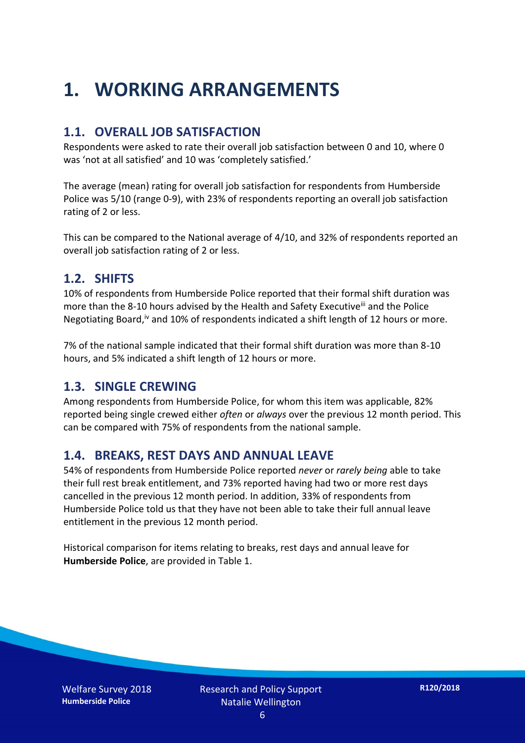# 1. WORKING ARRANGEMENTS

## 1.1. OVERALL JOB SATISFACTION

Respondents were asked to rate their overall job satisfaction between 0 and 10, where 0 was 'not at all satisfied' and 10 was 'completely satisfied.'

The average (mean) rating for overall job satisfaction for respondents from Humberside Police was 5/10 (range 0-9), with 23% of respondents reporting an overall job satisfaction rating of 2 or less.

This can be compared to the National average of 4/10, and 32% of respondents reported an overall job satisfaction rating of 2 or less.

## 1.2. SHIFTS

10% of respondents from Humberside Police reported that their formal shift duration was more than the 8-10 hours advised by the Health and Safety Executive[iii] and the Police Negotiating Board,[iv] and 10% of respondents indicated a shift length of 12 hours or more.

7% of the national sample indicated that their formal shift duration was more than 8-10 hours, and 5% indicated a shift length of 12 hours or more.

## 1.3. SINGLE CREWING

Among respondents from Humberside Police, for whom this item was applicable, 82% reported being single crewed either *often* or *always* over the previous 12 month period. This can be compared with 75% of respondents from the national sample.

## 1.4. BREAKS, REST DAYS AND ANNUAL LEAVE

54% of respondents from Humberside Police reported *never* or *rarely being* able to take their full rest break entitlement, and 73% reported having had two or more rest days cancelled in the previous 12 month period. In addition, 33% of respondents from Humberside Police told us that they have not been able to take their full annual leave entitlement in the previous 12 month period.

Historical comparison for items relating to breaks, rest days and annual leave for **Humberside Police**, are provided in Table 1.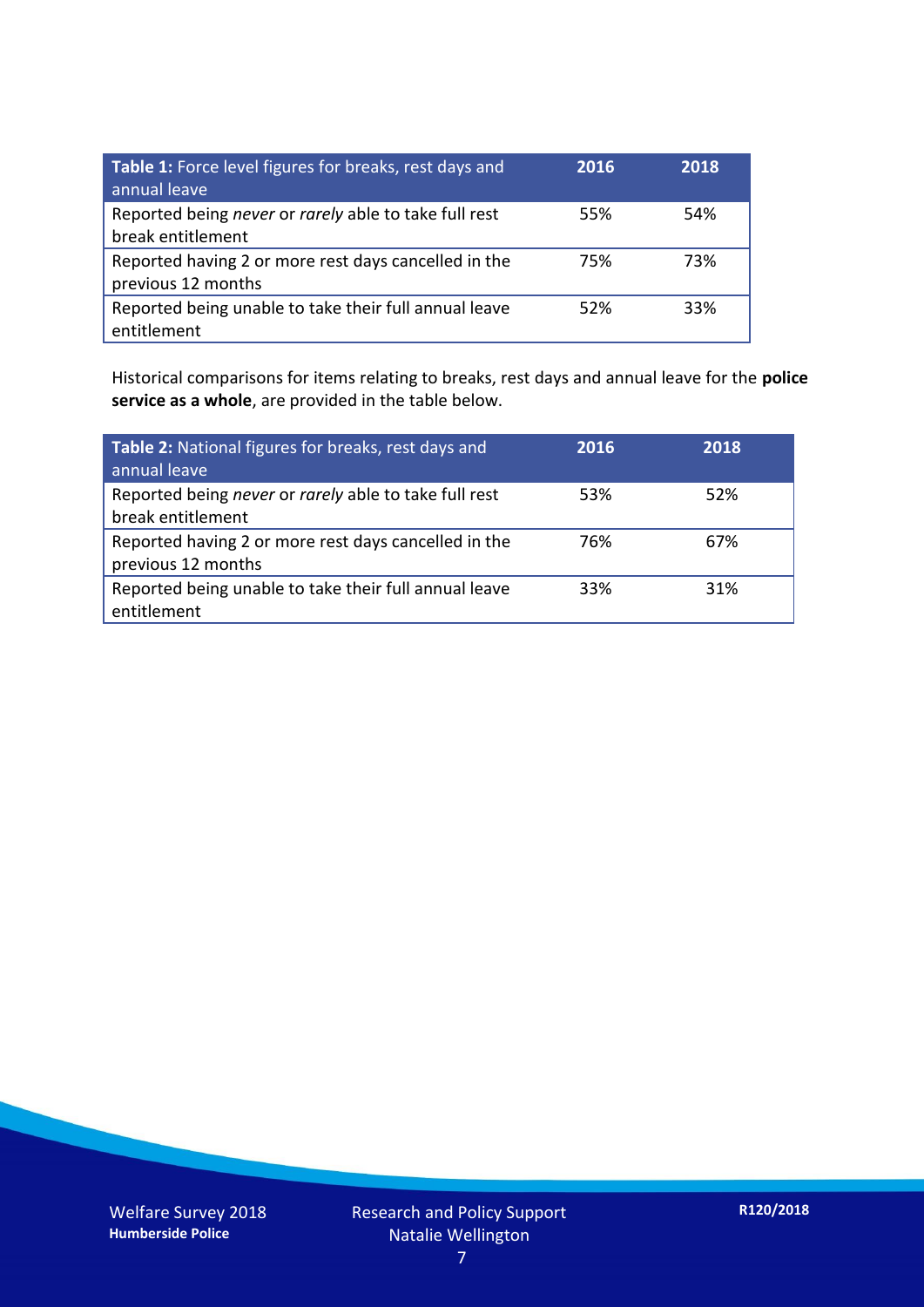| **Table 1:** Force level figures for breaks, rest days and annual leave | **2016** | **2018** |
|---|---|---|
| Reported being *never* or *rarely* able to take full rest break entitlement | 55% | 54% |
| Reported having 2 or more rest days cancelled in the previous 12 months | 75% | 73% |
| Reported being unable to take their full annual leave entitlement | 52% | 33% |

Historical comparisons for items relating to breaks, rest days and annual leave for the **police service as a whole**, are provided in the table below.

| **Table 2:** National figures for breaks, rest days and annual leave | **2016** | **2018** |
|---|---|---|
| Reported being *never* or *rarely* able to take full rest break entitlement | 53% | 52% |
| Reported having 2 or more rest days cancelled in the previous 12 months | 76% | 67% |
| Reported being unable to take their full annual leave entitlement | 33% | 31% |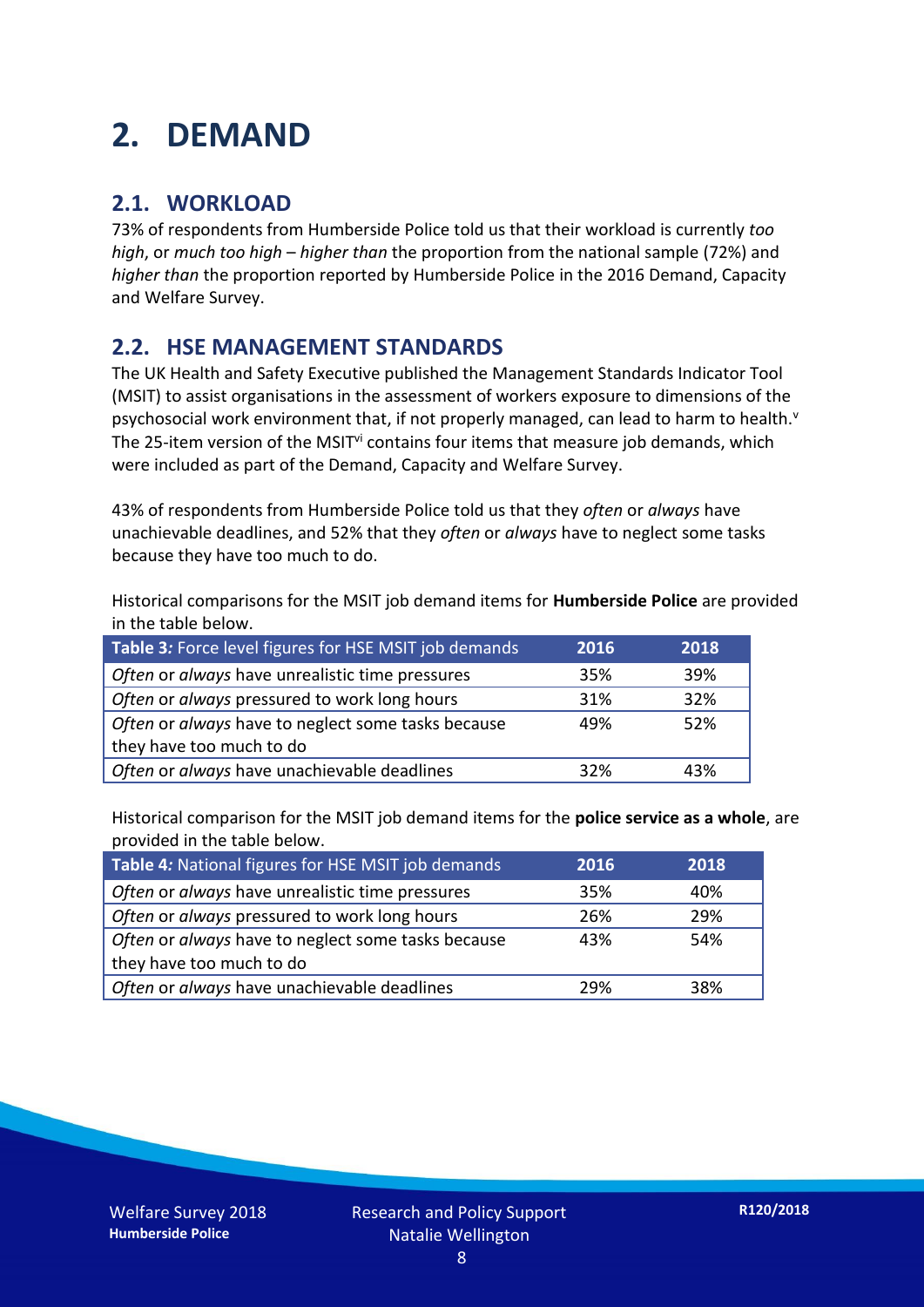# 2. DEMAND

## 2.1. WORKLOAD

73% of respondents from Humberside Police told us that their workload is currently *too high*, or *much too high* – *higher than* the proportion from the national sample (72%) and *higher than* the proportion reported by Humberside Police in the 2016 Demand, Capacity and Welfare Survey.

## 2.2. HSE MANAGEMENT STANDARDS

The UK Health and Safety Executive published the Management Standards Indicator Tool (MSIT) to assist organisations in the assessment of workers exposure to dimensions of the psychosocial work environment that, if not properly managed, can lead to harm to health.[v] The 25-item version of the MSIT[vi] contains four items that measure job demands, which were included as part of the Demand, Capacity and Welfare Survey.

43% of respondents from Humberside Police told us that they *often* or *always* have unachievable deadlines, and 52% that they *often* or *always* have to neglect some tasks because they have too much to do.

Historical comparisons for the MSIT job demand items for **Humberside Police** are provided in the table below.

| **Table 3:** Force level figures for HSE MSIT job demands | 2016 | 2018 |
|---|---|---|
| *Often* or *always* have unrealistic time pressures | 35% | 39% |
| *Often* or *always* pressured to work long hours | 31% | 32% |
| *Often* or *always* have to neglect some tasks because they have too much to do | 49% | 52% |
| *Often* or *always* have unachievable deadlines | 32% | 43% |

Historical comparison for the MSIT job demand items for the **police service as a whole**, are provided in the table below.

| **Table 4:** National figures for HSE MSIT job demands | 2016 | 2018 |
|---|---|---|
| *Often* or *always* have unrealistic time pressures | 35% | 40% |
| *Often* or *always* pressured to work long hours | 26% | 29% |
| *Often* or *always* have to neglect some tasks because they have too much to do | 43% | 54% |
| *Often* or *always* have unachievable deadlines | 29% | 38% |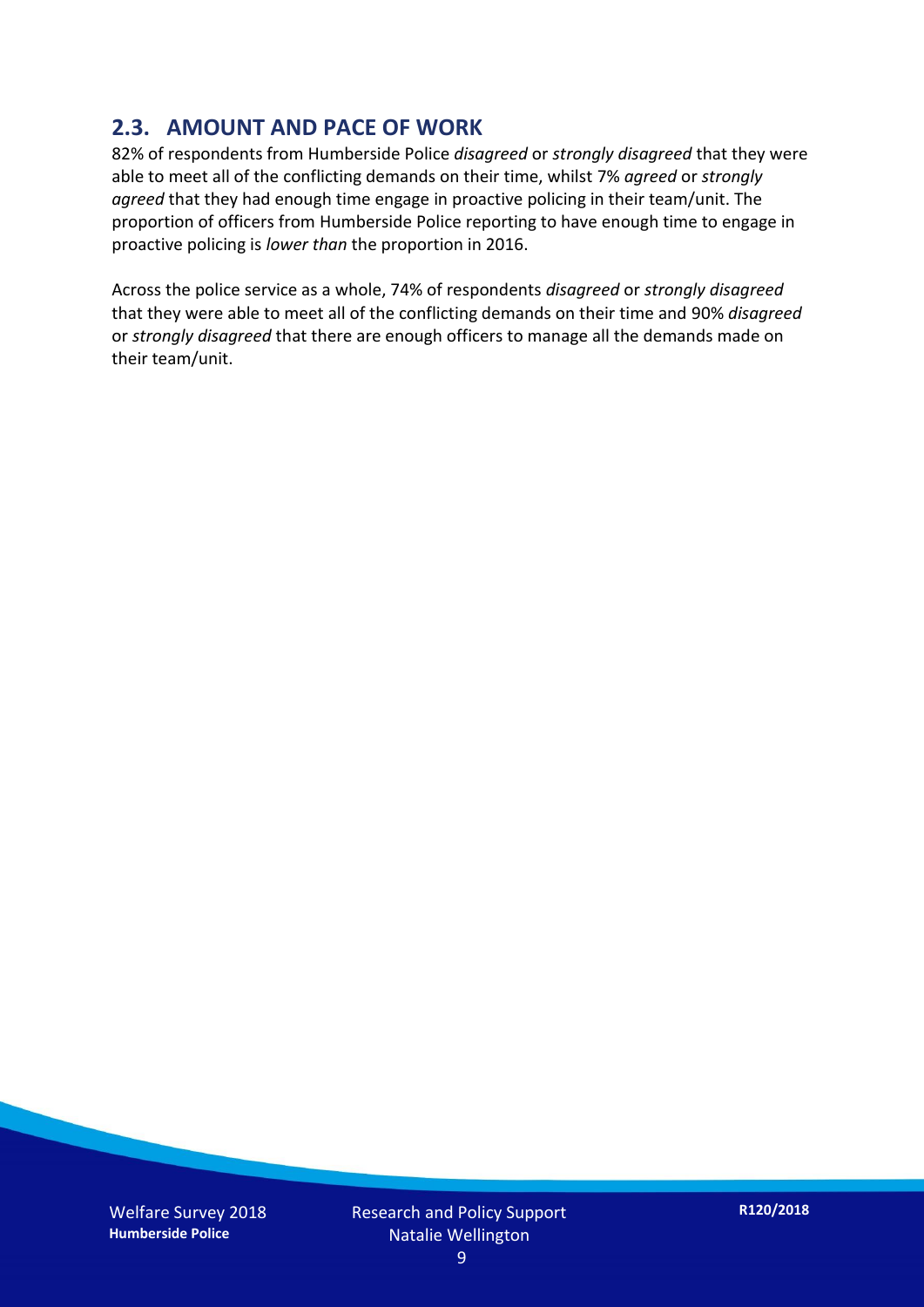## 2.3. AMOUNT AND PACE OF WORK

82% of respondents from Humberside Police *disagreed* or *strongly disagreed* that they were able to meet all of the conflicting demands on their time, whilst 7% *agreed* or *strongly agreed* that they had enough time engage in proactive policing in their team/unit. The proportion of officers from Humberside Police reporting to have enough time to engage in proactive policing is *lower than* the proportion in 2016.

Across the police service as a whole, 74% of respondents *disagreed* or *strongly disagreed* that they were able to meet all of the conflicting demands on their time and 90% *disagreed* or *strongly disagreed* that there are enough officers to manage all the demands made on their team/unit.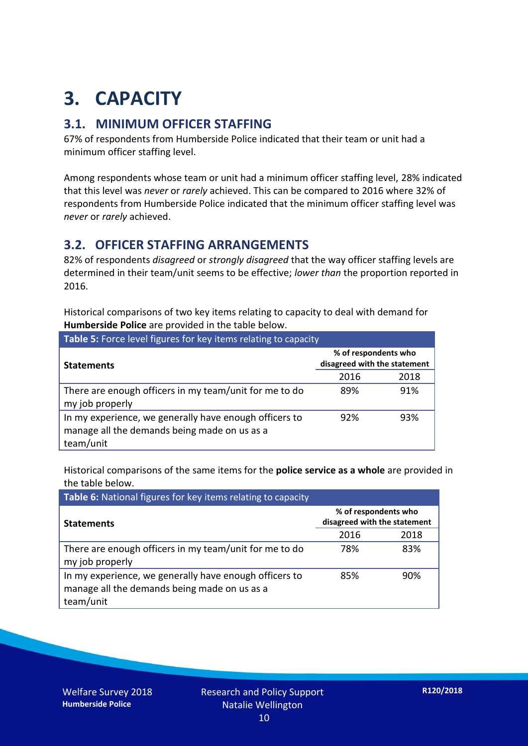# 3. CAPACITY

## 3.1. MINIMUM OFFICER STAFFING

67% of respondents from Humberside Police indicated that their team or unit had a minimum officer staffing level.

Among respondents whose team or unit had a minimum officer staffing level, 28% indicated that this level was *never* or *rarely* achieved. This can be compared to 2016 where 32% of respondents from Humberside Police indicated that the minimum officer staffing level was *never* or *rarely* achieved.

## 3.2. OFFICER STAFFING ARRANGEMENTS

82% of respondents *disagreed* or *strongly disagreed* that the way officer staffing levels are determined in their team/unit seems to be effective; *lower than* the proportion reported in 2016.

Historical comparisons of two key items relating to capacity to deal with demand for **Humberside Police** are provided in the table below.

**Table 5:** Force level figures for key items relating to capacity

| Statements | % of respondents who disagreed with the statement | |
|---|---|---|
| | 2016 | 2018 |
| There are enough officers in my team/unit for me to do my job properly | 89% | 91% |
| In my experience, we generally have enough officers to manage all the demands being made on us as a team/unit | 92% | 93% |

Historical comparisons of the same items for the **police service as a whole** are provided in the table below.

**Table 6:** National figures for key items relating to capacity

| Statements | % of respondents who disagreed with the statement | |
|---|---|---|
| | 2016 | 2018 |
| There are enough officers in my team/unit for me to do my job properly | 78% | 83% |
| In my experience, we generally have enough officers to manage all the demands being made on us as a team/unit | 85% | 90% |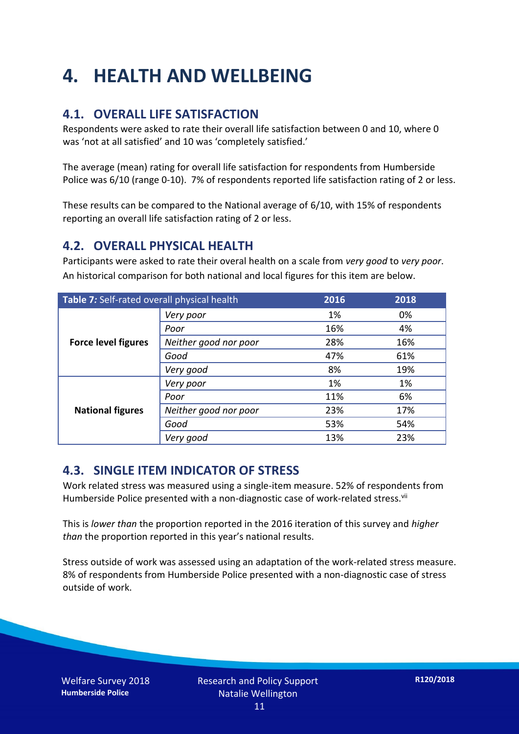# 4. HEALTH AND WELLBEING

## 4.1. OVERALL LIFE SATISFACTION

Respondents were asked to rate their overall life satisfaction between 0 and 10, where 0 was 'not at all satisfied' and 10 was 'completely satisfied.'

The average (mean) rating for overall life satisfaction for respondents from Humberside Police was 6/10 (range 0-10). 7% of respondents reported life satisfaction rating of 2 or less.

These results can be compared to the National average of 6/10, with 15% of respondents reporting an overall life satisfaction rating of 2 or less.

## 4.2. OVERALL PHYSICAL HEALTH

Participants were asked to rate their overal health on a scale from *very good* to *very poor*. An historical comparison for both national and local figures for this item are below.

| *Table 7:* Self-rated overall physical health | | 2016 | 2018 |
|---|---|---|---|
| **Force level figures** | *Very poor* | 1% | 0% |
| | *Poor* | 16% | 4% |
| | *Neither good nor poor* | 28% | 16% |
| | *Good* | 47% | 61% |
| | *Very good* | 8% | 19% |
| **National figures** | *Very poor* | 1% | 1% |
| | *Poor* | 11% | 6% |
| | *Neither good nor poor* | 23% | 17% |
| | *Good* | 53% | 54% |
| | *Very good* | 13% | 23% |

## 4.3. SINGLE ITEM INDICATOR OF STRESS

Work related stress was measured using a single-item measure. 52% of respondents from Humberside Police presented with a non-diagnostic case of work-related stress.[vii]

This is *lower than* the proportion reported in the 2016 iteration of this survey and *higher than* the proportion reported in this year's national results.

Stress outside of work was assessed using an adaptation of the work-related stress measure. 8% of respondents from Humberside Police presented with a non-diagnostic case of stress outside of work.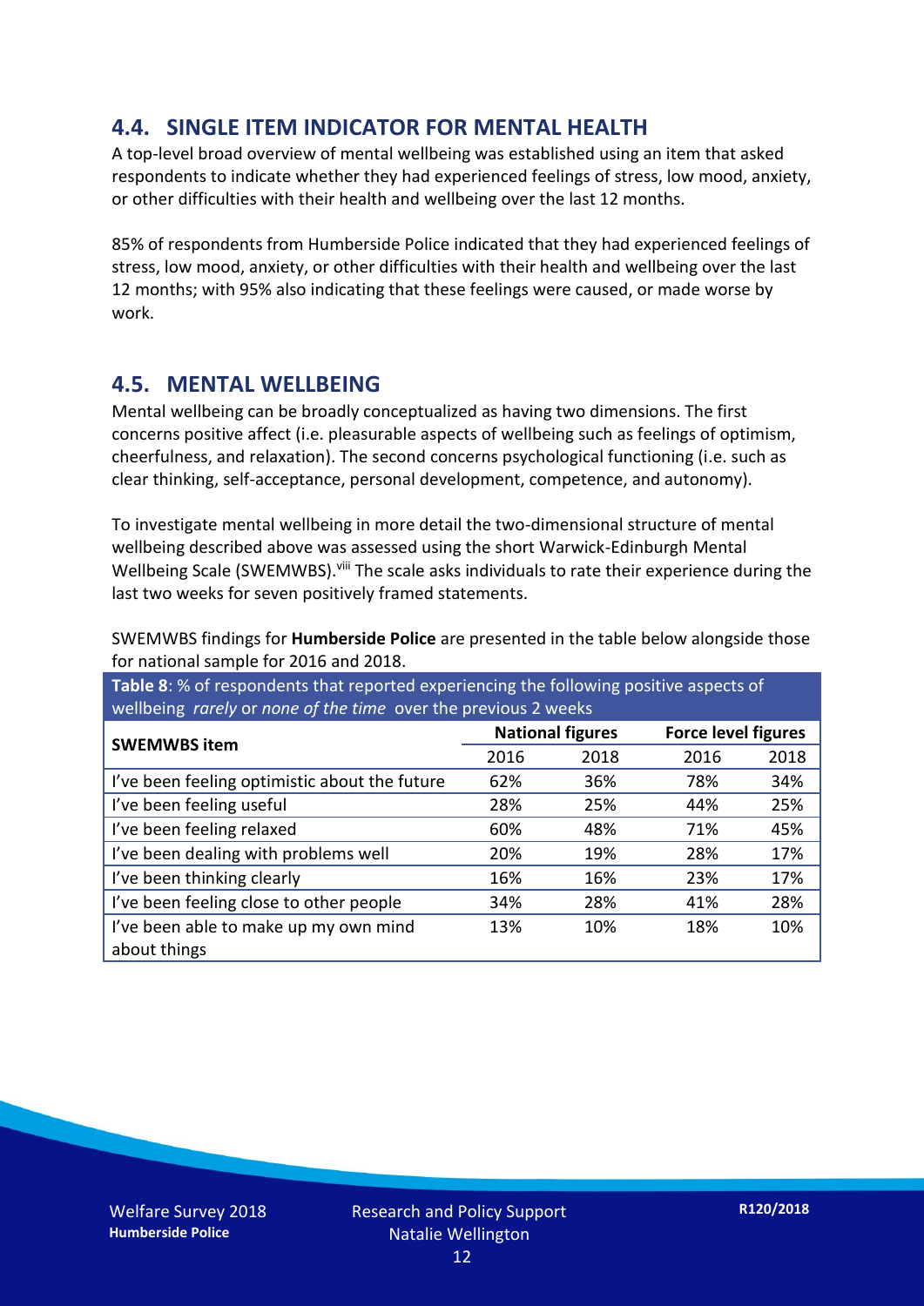## 4.4. SINGLE ITEM INDICATOR FOR MENTAL HEALTH

A top-level broad overview of mental wellbeing was established using an item that asked respondents to indicate whether they had experienced feelings of stress, low mood, anxiety, or other difficulties with their health and wellbeing over the last 12 months.

85% of respondents from Humberside Police indicated that they had experienced feelings of stress, low mood, anxiety, or other difficulties with their health and wellbeing over the last 12 months; with 95% also indicating that these feelings were caused, or made worse by work.

## 4.5. MENTAL WELLBEING

Mental wellbeing can be broadly conceptualized as having two dimensions. The first concerns positive affect (i.e. pleasurable aspects of wellbeing such as feelings of optimism, cheerfulness, and relaxation). The second concerns psychological functioning (i.e. such as clear thinking, self-acceptance, personal development, competence, and autonomy).

To investigate mental wellbeing in more detail the two-dimensional structure of mental wellbeing described above was assessed using the short Warwick-Edinburgh Mental Wellbeing Scale (SWEMWBS).[viii] The scale asks individuals to rate their experience during the last two weeks for seven positively framed statements.

SWEMWBS findings for **Humberside Police** are presented in the table below alongside those for national sample for 2016 and 2018.

**Table 8**: % of respondents that reported experiencing the following positive aspects of wellbeing *rarely* or *none of the time* over the previous 2 weeks

| SWEMWBS item | National figures | | Force level figures | |
|---|---|---|---|---|
| | 2016 | 2018 | 2016 | 2018 |
| I've been feeling optimistic about the future | 62% | 36% | 78% | 34% |
| I've been feeling useful | 28% | 25% | 44% | 25% |
| I've been feeling relaxed | 60% | 48% | 71% | 45% |
| I've been dealing with problems well | 20% | 19% | 28% | 17% |
| I've been thinking clearly | 16% | 16% | 23% | 17% |
| I've been feeling close to other people | 34% | 28% | 41% | 28% |
| I've been able to make up my own mind about things | 13% | 10% | 18% | 10% |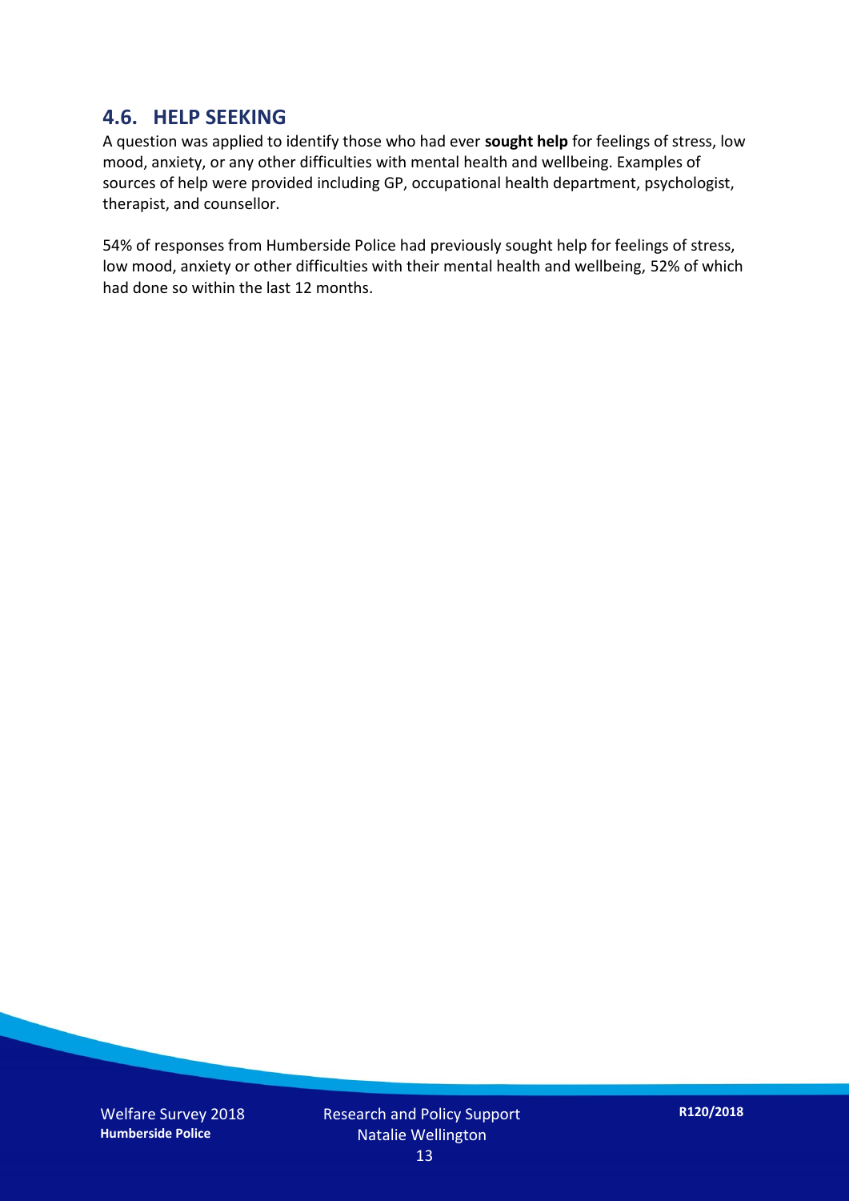## 4.6. HELP SEEKING

A question was applied to identify those who had ever **sought help** for feelings of stress, low mood, anxiety, or any other difficulties with mental health and wellbeing. Examples of sources of help were provided including GP, occupational health department, psychologist, therapist, and counsellor.

54% of responses from Humberside Police had previously sought help for feelings of stress, low mood, anxiety or other difficulties with their mental health and wellbeing, 52% of which had done so within the last 12 months.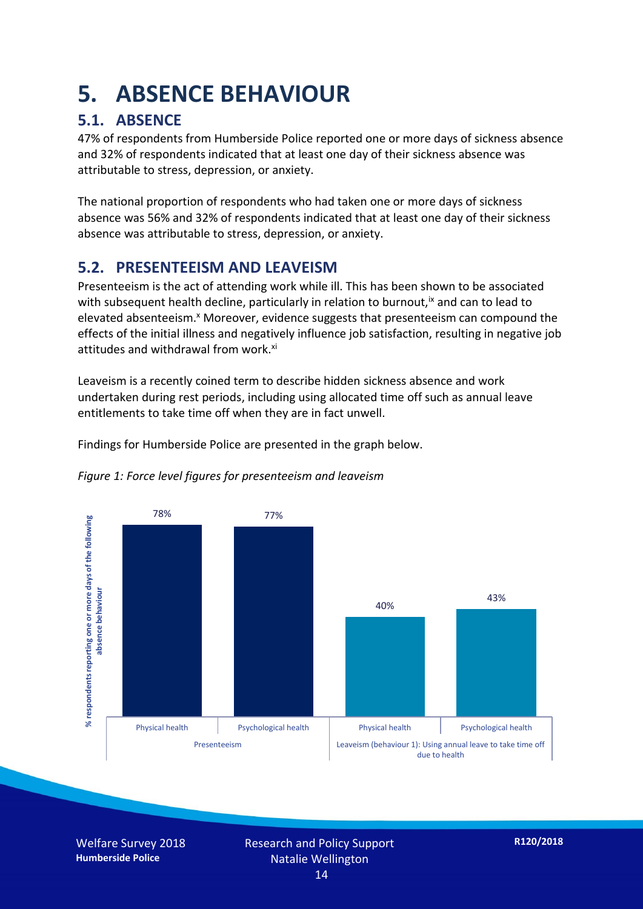# 5. ABSENCE BEHAVIOUR

## 5.1. ABSENCE

47% of respondents from Humberside Police reported one or more days of sickness absence and 32% of respondents indicated that at least one day of their sickness absence was attributable to stress, depression, or anxiety.

The national proportion of respondents who had taken one or more days of sickness absence was 56% and 32% of respondents indicated that at least one day of their sickness absence was attributable to stress, depression, or anxiety.

## 5.2. PRESENTEEISM AND LEAVEISM

Presenteeism is the act of attending work while ill. This has been shown to be associated with subsequent health decline, particularly in relation to burnout,[ix] and can to lead to elevated absenteeism.[x] Moreover, evidence suggests that presenteeism can compound the effects of the initial illness and negatively influence job satisfaction, resulting in negative job attitudes and withdrawal from work.[xi]

Leaveism is a recently coined term to describe hidden sickness absence and work undertaken during rest periods, including using allocated time off such as annual leave entitlements to take time off when they are in fact unwell.

Findings for Humberside Police are presented in the graph below.

*Figure 1: Force level figures for presenteeism and leaveism*

| | Presenteeism | | Leaveism (behaviour 1): Using annual leave to take time off due to health | |
|---|---|---|---|---|
| | Physical health | Psychological health | Physical health | Psychological health |
| % respondents reporting one or more days of the following absence behaviour | 78% | 77% | 40% | 43% |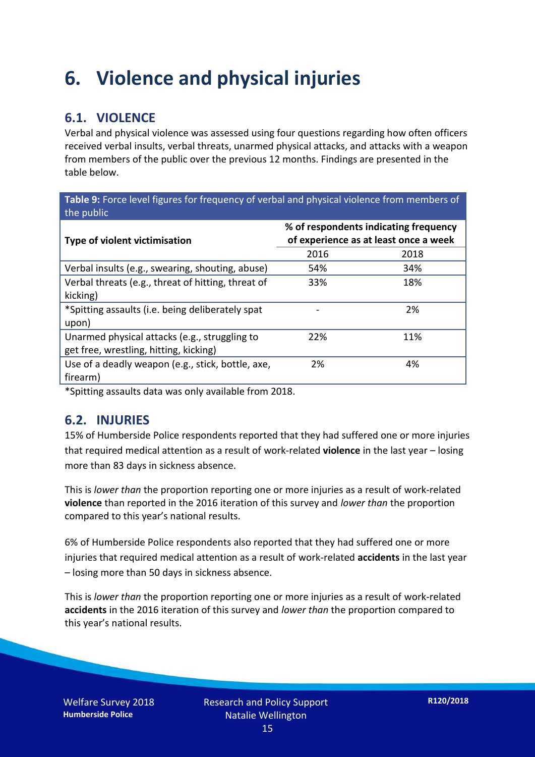# 6. Violence and physical injuries

## 6.1. VIOLENCE

Verbal and physical violence was assessed using four questions regarding how often officers received verbal insults, verbal threats, unarmed physical attacks, and attacks with a weapon from members of the public over the previous 12 months. Findings are presented in the table below.

**Table 9:** Force level figures for frequency of verbal and physical violence from members of the public

| Type of violent victimisation | % of respondents indicating frequency of experience as at least once a week | |
|---|---|---|
| | 2016 | 2018 |
| Verbal insults (e.g., swearing, shouting, abuse) | 54% | 34% |
| Verbal threats (e.g., threat of hitting, threat of kicking) | 33% | 18% |
| *Spitting assaults (i.e. being deliberately spat upon) | - | 2% |
| Unarmed physical attacks (e.g., struggling to get free, wrestling, hitting, kicking) | 22% | 11% |
| Use of a deadly weapon (e.g., stick, bottle, axe, firearm) | 2% | 4% |

*Spitting assaults data was only available from 2018.

## 6.2. INJURIES

15% of Humberside Police respondents reported that they had suffered one or more injuries that required medical attention as a result of work-related **violence** in the last year – losing more than 83 days in sickness absence.

This is *lower than* the proportion reporting one or more injuries as a result of work-related **violence** than reported in the 2016 iteration of this survey and *lower than* the proportion compared to this year's national results.

6% of Humberside Police respondents also reported that they had suffered one or more injuries that required medical attention as a result of work-related **accidents** in the last year – losing more than 50 days in sickness absence.

This is *lower than* the proportion reporting one or more injuries as a result of work-related **accidents** in the 2016 iteration of this survey and *lower than* the proportion compared to this year's national results.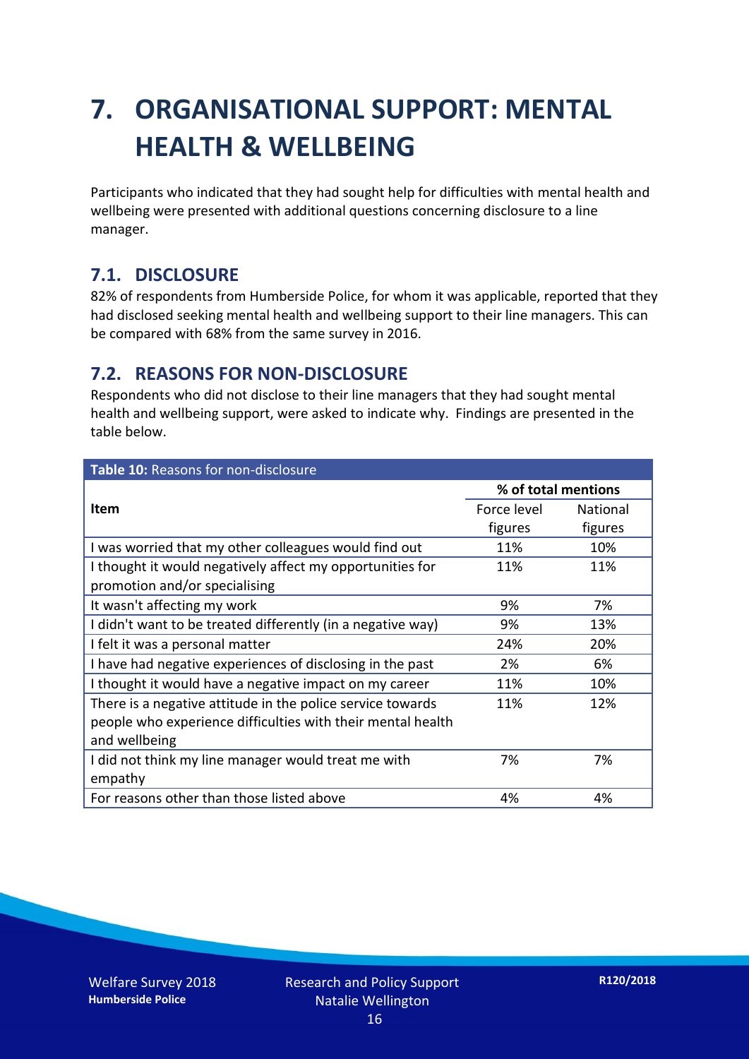# 7. ORGANISATIONAL SUPPORT: MENTAL HEALTH & WELLBEING

Participants who indicated that they had sought help for difficulties with mental health and wellbeing were presented with additional questions concerning disclosure to a line manager.

## 7.1. DISCLOSURE

82% of respondents from Humberside Police, for whom it was applicable, reported that they had disclosed seeking mental health and wellbeing support to their line managers. This can be compared with 68% from the same survey in 2016.

## 7.2. REASONS FOR NON-DISCLOSURE

Respondents who did not disclose to their line managers that they had sought mental health and wellbeing support, were asked to indicate why. Findings are presented in the table below.

**Table 10:** Reasons for non-disclosure

| Item | % of total mentions | |
|---|---|---|
| | Force level figures | National figures |
| I was worried that my other colleagues would find out | 11% | 10% |
| I thought it would negatively affect my opportunities for promotion and/or specialising | 11% | 11% |
| It wasn't affecting my work | 9% | 7% |
| I didn't want to be treated differently (in a negative way) | 9% | 13% |
| I felt it was a personal matter | 24% | 20% |
| I have had negative experiences of disclosing in the past | 2% | 6% |
| I thought it would have a negative impact on my career | 11% | 10% |
| There is a negative attitude in the police service towards people who experience difficulties with their mental health and wellbeing | 11% | 12% |
| I did not think my line manager would treat me with empathy | 7% | 7% |
| For reasons other than those listed above | 4% | 4% |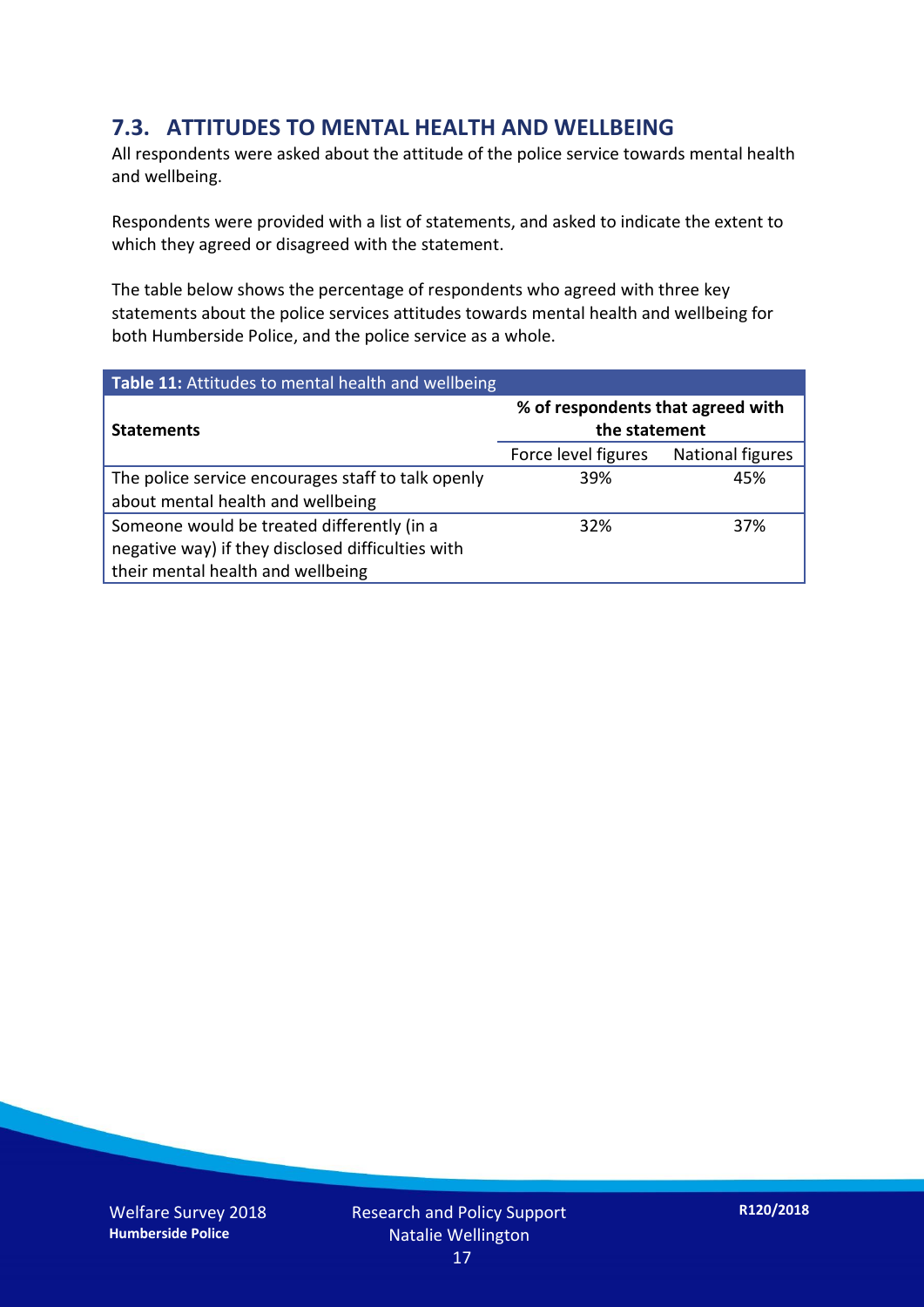## 7.3. ATTITUDES TO MENTAL HEALTH AND WELLBEING

All respondents were asked about the attitude of the police service towards mental health and wellbeing.

Respondents were provided with a list of statements, and asked to indicate the extent to which they agreed or disagreed with the statement.

The table below shows the percentage of respondents who agreed with three key statements about the police services attitudes towards mental health and wellbeing for both Humberside Police, and the police service as a whole.

**Table 11:** Attitudes to mental health and wellbeing

| Statements | % of respondents that agreed with the statement | |
|---|---|---|
| | Force level figures | National figures |
| The police service encourages staff to talk openly about mental health and wellbeing | 39% | 45% |
| Someone would be treated differently (in a negative way) if they disclosed difficulties with their mental health and wellbeing | 32% | 37% |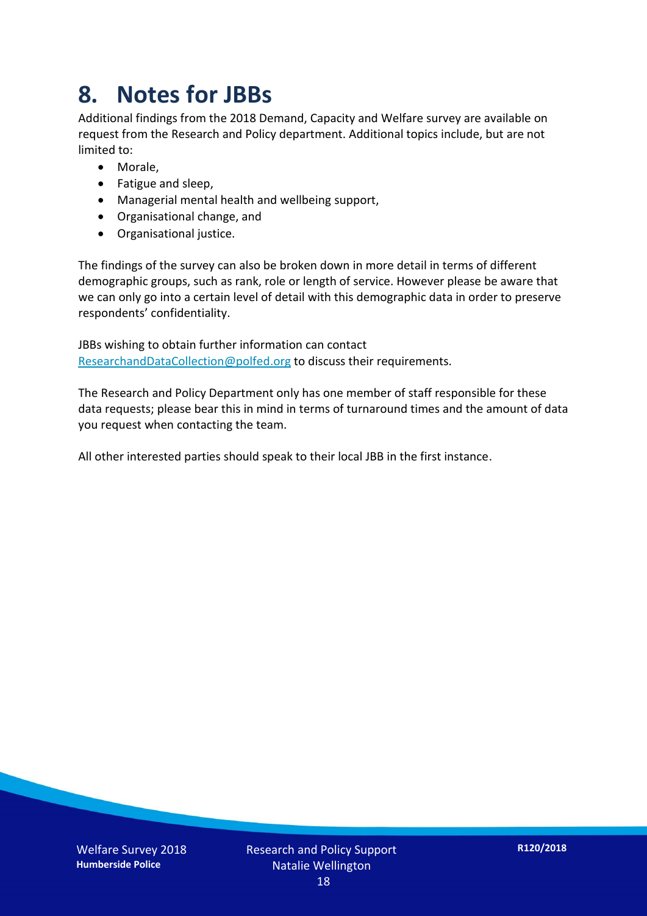# 8. Notes for JBBs

Additional findings from the 2018 Demand, Capacity and Welfare survey are available on request from the Research and Policy department. Additional topics include, but are not limited to:

- Morale,
- Fatigue and sleep,
- Managerial mental health and wellbeing support,
- Organisational change, and
- Organisational justice.

The findings of the survey can also be broken down in more detail in terms of different demographic groups, such as rank, role or length of service. However please be aware that we can only go into a certain level of detail with this demographic data in order to preserve respondents' confidentiality.

JBBs wishing to obtain further information can contact ResearchandDataCollection@polfed.org to discuss their requirements.

The Research and Policy Department only has one member of staff responsible for these data requests; please bear this in mind in terms of turnaround times and the amount of data you request when contacting the team.

All other interested parties should speak to their local JBB in the first instance.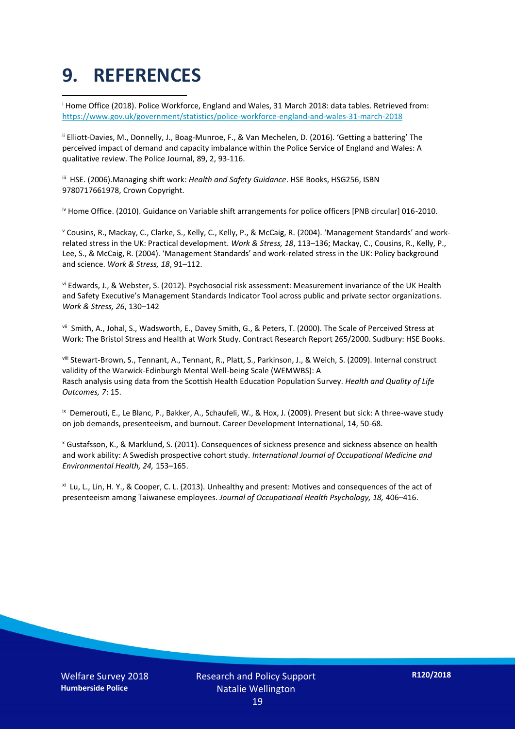# 9. REFERENCES

[i] Home Office (2018). Police Workforce, England and Wales, 31 March 2018: data tables. Retrieved from: https://www.gov.uk/government/statistics/police-workforce-england-and-wales-31-march-2018

[ii] Elliott-Davies, M., Donnelly, J., Boag-Munroe, F., & Van Mechelen, D. (2016). 'Getting a battering' The perceived impact of demand and capacity imbalance within the Police Service of England and Wales: A qualitative review. The Police Journal, 89, 2, 93-116.

[iii] HSE. (2006).Managing shift work: *Health and Safety Guidance*. HSE Books, HSG256, ISBN 9780717661978, Crown Copyright.

[iv] Home Office. (2010). Guidance on Variable shift arrangements for police officers [PNB circular] 016-2010.

[v] Cousins, R., Mackay, C., Clarke, S., Kelly, C., Kelly, P., & McCaig, R. (2004). 'Management Standards' and work-related stress in the UK: Practical development. *Work & Stress, 18*, 113–136; Mackay, C., Cousins, R., Kelly, P., Lee, S., & McCaig, R. (2004). 'Management Standards' and work-related stress in the UK: Policy background and science. *Work & Stress, 18*, 91–112.

[vi] Edwards, J., & Webster, S. (2012). Psychosocial risk assessment: Measurement invariance of the UK Health and Safety Executive's Management Standards Indicator Tool across public and private sector organizations. *Work & Stress, 26*, 130–142

[vii] Smith, A., Johal, S., Wadsworth, E., Davey Smith, G., & Peters, T. (2000). The Scale of Perceived Stress at Work: The Bristol Stress and Health at Work Study. Contract Research Report 265/2000. Sudbury: HSE Books.

[viii] Stewart-Brown, S., Tennant, A., Tennant, R., Platt, S., Parkinson, J., & Weich, S. (2009). Internal construct validity of the Warwick-Edinburgh Mental Well-being Scale (WEMWBS): A Rasch analysis using data from the Scottish Health Education Population Survey. *Health and Quality of Life Outcomes, 7*: 15.

[ix] Demerouti, E., Le Blanc, P., Bakker, A., Schaufeli, W., & Hox, J. (2009). Present but sick: A three-wave study on job demands, presenteeism, and burnout. Career Development International, 14, 50-68.

[x] Gustafsson, K., & Marklund, S. (2011). Consequences of sickness presence and sickness absence on health and work ability: A Swedish prospective cohort study. *International Journal of Occupational Medicine and Environmental Health, 24,* 153–165.

[xi] Lu, L., Lin, H. Y., & Cooper, C. L. (2013). Unhealthy and present: Motives and consequences of the act of presenteeism among Taiwanese employees. *Journal of Occupational Health Psychology, 18,* 406–416.